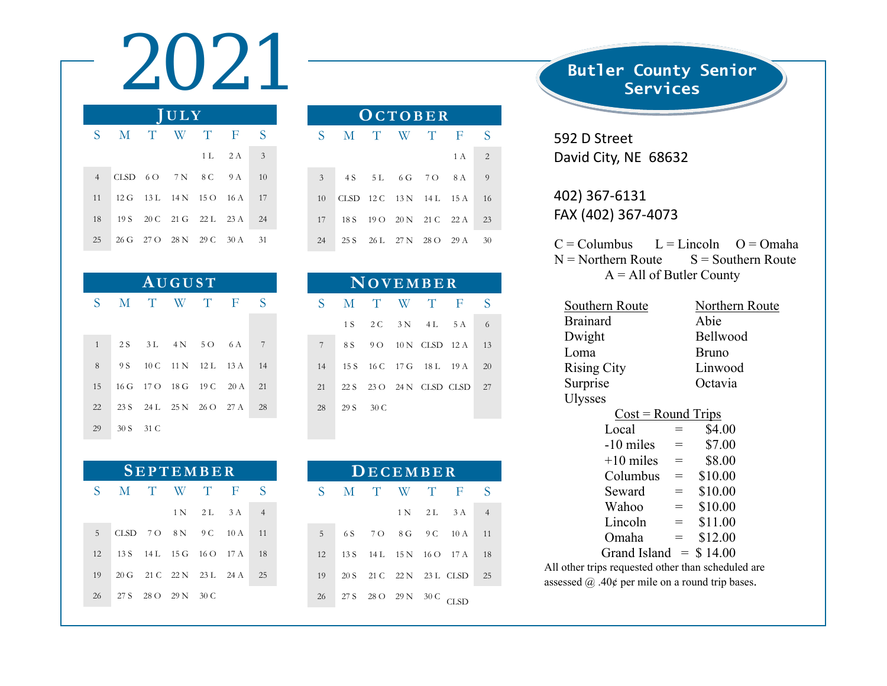# 2021

## Butler County Senior Services

### July

| S | M | T | W | T | F | S |
|---|---|---|---|---|---|---|
| | | | | 1 L | 2 A | 3 |
| 4 | CLSD | 6 O | 7 N | 8 C | 9 A | 10 |
| 11 | 12 G | 13 L | 14 N | 15 O | 16 A | 17 |
| 18 | 19 S | 20 C | 21 G | 22 L | 23 A | 24 |
| 25 | 26 G | 27 O | 28 N | 29 C | 30 A | 31 |

### August

| S | M | T | W | T | F | S |
|---|---|---|---|---|---|---|
| 1 | 2 S | 3 L | 4 N | 5 O | 6 A | 7 |
| 8 | 9 S | 10 C | 11 N | 12 L | 13 A | 14 |
| 15 | 16 G | 17 O | 18 G | 19 C | 20 A | 21 |
| 22 | 23 S | 24 L | 25 N | 26 O | 27 A | 28 |
| 29 | 30 S | 31 C | | | | |

### September

| S | M | T | W | T | F | S |
|---|---|---|---|---|---|---|
| | | | 1 N | 2 L | 3 A | 4 |
| 5 | CLSD | 7 O | 8 N | 9 C | 10 A | 11 |
| 12 | 13 S | 14 L | 15 G | 16 O | 17 A | 18 |
| 19 | 20 G | 21 C | 22 N | 23 L | 24 A | 25 |
| 26 | 27 S | 28 O | 29 N | 30 C | | |

### October

| S | M | T | W | T | F | S |
|---|---|---|---|---|---|---|
| | | | | | 1 A | 2 |
| 3 | 4 S | 5 L | 6 G | 7 O | 8 A | 9 |
| 10 | CLSD | 12 C | 13 N | 14 L | 15 A | 16 |
| 17 | 18 S | 19 O | 20 N | 21 C | 22 A | 23 |
| 24 | 25 S | 26 L | 27 N | 28 O | 29 A | 30 |

### November

| S | M | T | W | T | F | S |
|---|---|---|---|---|---|---|
| | 1 S | 2 C | 3 N | 4 L | 5 A | 6 |
| 7 | 8 S | 9 O | 10 N | CLSD | 12 A | 13 |
| 14 | 15 S | 16 C | 17 G | 18 L | 19 A | 20 |
| 21 | 22 S | 23 O | 24 N | CLSD | CLSD | 27 |
| 28 | 29 S | 30 C | | | | |

### December

| S | M | T | W | T | F | S |
|---|---|---|---|---|---|---|
| | | | 1 N | 2 L | 3 A | 4 |
| 5 | 6 S | 7 O | 8 G | 9 C | 10 A | 11 |
| 12 | 13 S | 14 L | 15 N | 16 O | 17 A | 18 |
| 19 | 20 S | 21 C | 22 N | 23 L | CLSD | 25 |
| 26 | 27 S | 28 O | 29 N | 30 C | CLSD | |

592 D Street
David City, NE 68632

402) 367-6131
FAX (402) 367-4073

C = Columbus L = Lincoln O = Omaha
N = Northern Route S = Southern Route
A = All of Butler County

| Southern Route | Northern Route |
|---|---|
| Brainard | Abie |
| Dwight | Bellwood |
| Loma | Bruno |
| Rising City | Linwood |
| Surprise | Octavia |
| Ulysses | |

**Cost = Round Trips**

| Destination | | Cost |
|---|---|---|
| Local | = | $4.00 |
| -10 miles | = | $7.00 |
| +10 miles | = | $8.00 |
| Columbus | = | $10.00 |
| Seward | = | $10.00 |
| Wahoo | = | $10.00 |
| Lincoln | = | $11.00 |
| Omaha | = | $12.00 |
| Grand Island | = | $ 14.00 |

All other trips requested other than scheduled are assessed @ .40¢ per mile on a round trip bases.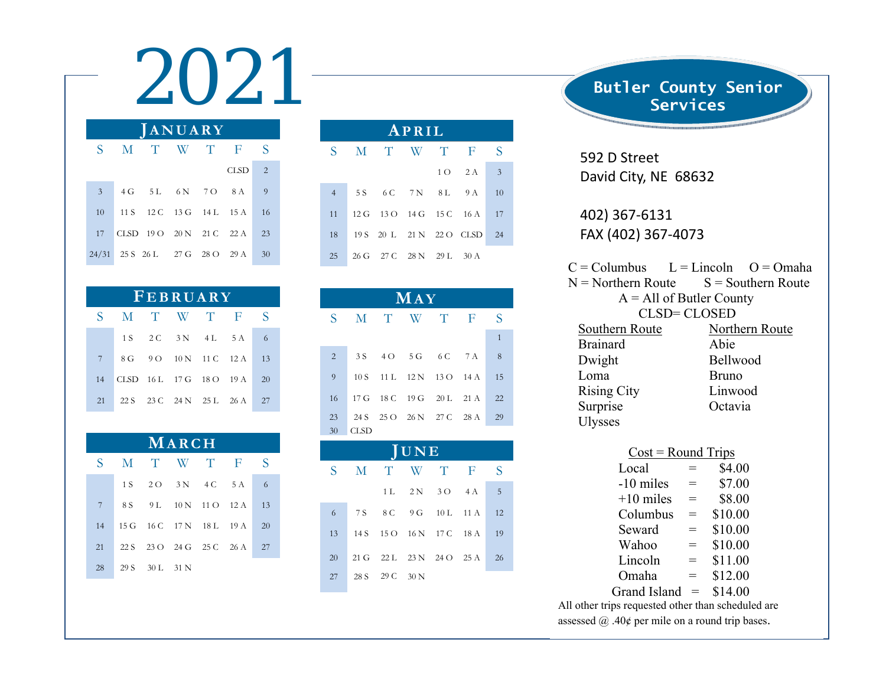# 2021

## Butler County Senior Services

592 D Street
David City, NE 68632

402) 367-6131
FAX (402) 367-4073

### January

| S | M | T | W | T | F | S |
|---|---|---|---|---|---|---|
| | | | | | CLSD | 2 |
| 3 | 4 G | 5 L | 6 N | 7 O | 8 A | 9 |
| 10 | 11 S | 12 C | 13 G | 14 L | 15 A | 16 |
| 17 | CLSD | 19 O | 20 N | 21 C | 22 A | 23 |
| 24/31 | 25 S | 26 L | 27 G | 28 O | 29 A | 30 |

### February

| S | M | T | W | T | F | S |
|---|---|---|---|---|---|---|
| | 1 S | 2 C | 3 N | 4 L | 5 A | 6 |
| 7 | 8 G | 9 O | 10 N | 11 C | 12 A | 13 |
| 14 | CLSD | 16 L | 17 G | 18 O | 19 A | 20 |
| 21 | 22 S | 23 C | 24 N | 25 L | 26 A | 27 |

### March

| S | M | T | W | T | F | S |
|---|---|---|---|---|---|---|
| | 1 S | 2 O | 3 N | 4 C | 5 A | 6 |
| 7 | 8 S | 9 L | 10 N | 11 O | 12 A | 13 |
| 14 | 15 G | 16 C | 17 N | 18 L | 19 A | 20 |
| 21 | 22 S | 23 O | 24 G | 25 C | 26 A | 27 |
| 28 | 29 S | 30 L | 31 N | | | |

### April

| S | M | T | W | T | F | S |
|---|---|---|---|---|---|---|
| | | | | 1 O | 2 A | 3 |
| 4 | 5 S | 6 C | 7 N | 8 L | 9 A | 10 |
| 11 | 12 G | 13 O | 14 G | 15 C | 16 A | 17 |
| 18 | 19 S | 20 L | 21 N | 22 O | CLSD | 24 |
| 25 | 26 G | 27 C | 28 N | 29 L | 30 A | |

### May

| S | M | T | W | T | F | S |
|---|---|---|---|---|---|---|
| | | | | | | 1 |
| 2 | 3 S | 4 O | 5 G | 6 C | 7 A | 8 |
| 9 | 10 S | 11 L | 12 N | 13 O | 14 A | 15 |
| 16 | 17 G | 18 C | 19 G | 20 L | 21 A | 22 |
| 23 | 24 S | 25 O | 26 N | 27 C | 28 A | 29 |
| 30 | CLSD | | | | | |

### June

| S | M | T | W | T | F | S |
|---|---|---|---|---|---|---|
| | | 1 L | 2 N | 3 O | 4 A | 5 |
| 6 | 7 S | 8 C | 9 G | 10 L | 11 A | 12 |
| 13 | 14 S | 15 O | 16 N | 17 C | 18 A | 19 |
| 20 | 21 G | 22 L | 23 N | 24 O | 25 A | 26 |
| 27 | 28 S | 29 C | 30 N | | | |

C = Columbus  L = Lincoln  O = Omaha
N = Northern Route  S = Southern Route
A = All of Butler County
CLSD= CLOSED

| Southern Route | Northern Route |
|---|---|
| Brainard | Abie |
| Dwight | Bellwood |
| Loma | Bruno |
| Rising City | Linwood |
| Surprise | Octavia |
| Ulysses | |

**Cost = Round Trips**

| | | |
|---|---|---|
| Local | = | $4.00 |
| -10 miles | = | $7.00 |
| +10 miles | = | $8.00 |
| Columbus | = | $10.00 |
| Seward | = | $10.00 |
| Wahoo | = | $10.00 |
| Lincoln | = | $11.00 |
| Omaha | = | $12.00 |
| Grand Island | = | $14.00 |

All other trips requested other than scheduled are assessed @ .40¢ per mile on a round trip bases.